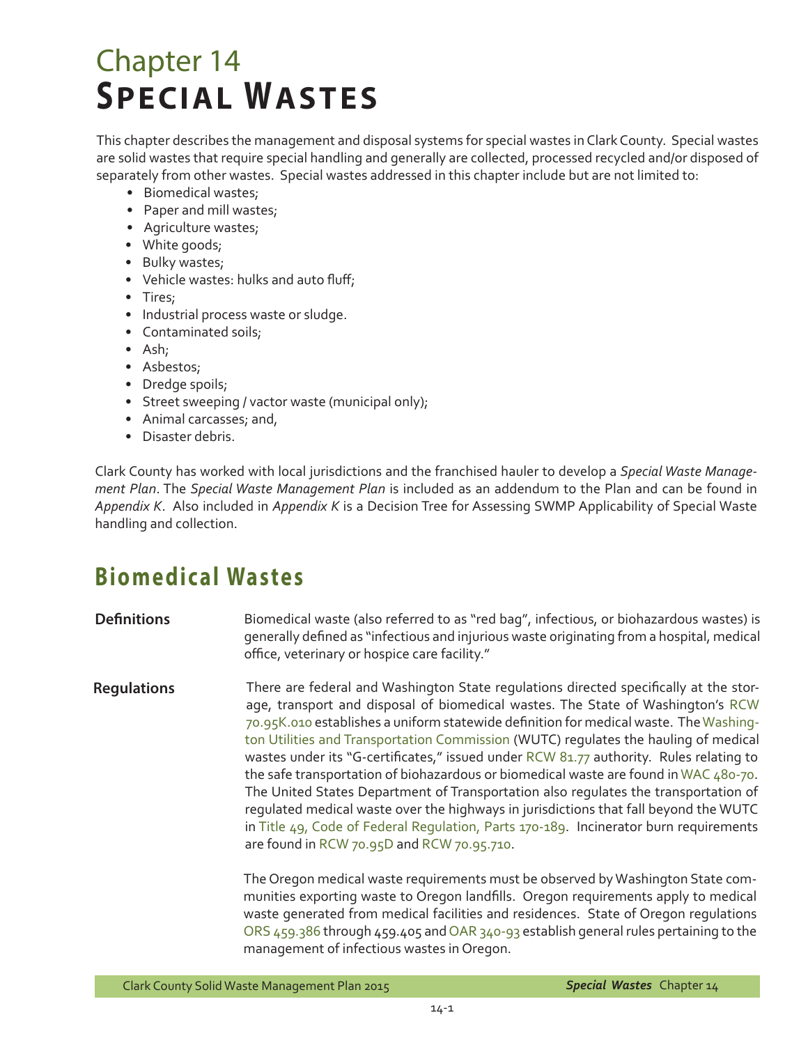# Chapter 14
# Special Wastes

This chapter describes the management and disposal systems for special wastes in Clark County. Special wastes are solid wastes that require special handling and generally are collected, processed recycled and/or disposed of separately from other wastes. Special wastes addressed in this chapter include but are not limited to:

- Biomedical wastes;
- Paper and mill wastes;
- Agriculture wastes;
- White goods;
- Bulky wastes;
- Vehicle wastes: hulks and auto fluff;
- Tires;
- Industrial process waste or sludge.
- Contaminated soils;
- Ash;
- Asbestos;
- Dredge spoils;
- Street sweeping / vactor waste (municipal only);
- Animal carcasses; and,
- Disaster debris.

Clark County has worked with local jurisdictions and the franchised hauler to develop a *Special Waste Management Plan*. The *Special Waste Management Plan* is included as an addendum to the Plan and can be found in *Appendix K*. Also included in *Appendix K* is a Decision Tree for Assessing SWMP Applicability of Special Waste handling and collection.

## Biomedical Wastes

**Definitions**

Biomedical waste (also referred to as "red bag", infectious, or biohazardous wastes) is generally defined as "infectious and injurious waste originating from a hospital, medical office, veterinary or hospice care facility."

**Regulations**

There are federal and Washington State regulations directed specifically at the storage, transport and disposal of biomedical wastes. The State of Washington's RCW 70.95K.010 establishes a uniform statewide definition for medical waste. The Washington Utilities and Transportation Commission (WUTC) regulates the hauling of medical wastes under its "G-certificates," issued under RCW 81.77 authority. Rules relating to the safe transportation of biohazardous or biomedical waste are found in WAC 480-70. The United States Department of Transportation also regulates the transportation of regulated medical waste over the highways in jurisdictions that fall beyond the WUTC in Title 49, Code of Federal Regulation, Parts 170-189. Incinerator burn requirements are found in RCW 70.95D and RCW 70.95.710.

The Oregon medical waste requirements must be observed by Washington State communities exporting waste to Oregon landfills. Oregon requirements apply to medical waste generated from medical facilities and residences. State of Oregon regulations ORS 459.386 through 459.405 and OAR 340-93 establish general rules pertaining to the management of infectious wastes in Oregon.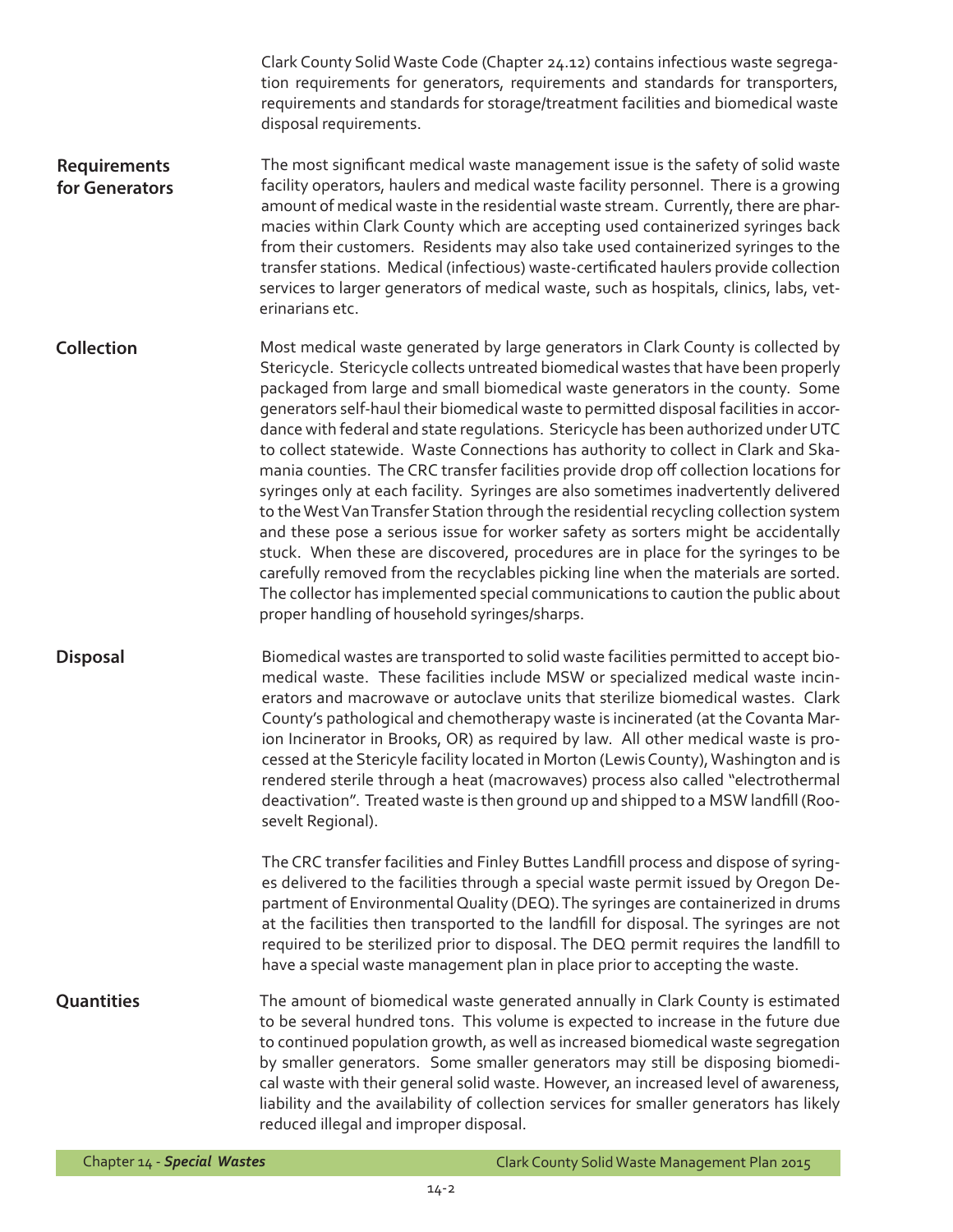Clark County Solid Waste Code (Chapter 24.12) contains infectious waste segregation requirements for generators, requirements and standards for transporters, requirements and standards for storage/treatment facilities and biomedical waste disposal requirements.

### Requirements for Generators

The most significant medical waste management issue is the safety of solid waste facility operators, haulers and medical waste facility personnel. There is a growing amount of medical waste in the residential waste stream. Currently, there are pharmacies within Clark County which are accepting used containerized syringes back from their customers. Residents may also take used containerized syringes to the transfer stations. Medical (infectious) waste-certificated haulers provide collection services to larger generators of medical waste, such as hospitals, clinics, labs, veterinarians etc.

### Collection

Most medical waste generated by large generators in Clark County is collected by Stericycle. Stericycle collects untreated biomedical wastes that have been properly packaged from large and small biomedical waste generators in the county. Some generators self-haul their biomedical waste to permitted disposal facilities in accordance with federal and state regulations. Stericycle has been authorized under UTC to collect statewide. Waste Connections has authority to collect in Clark and Skamania counties. The CRC transfer facilities provide drop off collection locations for syringes only at each facility. Syringes are also sometimes inadvertently delivered to the West Van Transfer Station through the residential recycling collection system and these pose a serious issue for worker safety as sorters might be accidentally stuck. When these are discovered, procedures are in place for the syringes to be carefully removed from the recyclables picking line when the materials are sorted. The collector has implemented special communications to caution the public about proper handling of household syringes/sharps.

### Disposal

Biomedical wastes are transported to solid waste facilities permitted to accept biomedical waste. These facilities include MSW or specialized medical waste incinerators and macrowave or autoclave units that sterilize biomedical wastes. Clark County's pathological and chemotherapy waste is incinerated (at the Covanta Marion Incinerator in Brooks, OR) as required by law. All other medical waste is processed at the Stericycle facility located in Morton (Lewis County), Washington and is rendered sterile through a heat (macrowaves) process also called "electrothermal deactivation". Treated waste is then ground up and shipped to a MSW landfill (Roosevelt Regional).

The CRC transfer facilities and Finley Buttes Landfill process and dispose of syringes delivered to the facilities through a special waste permit issued by Oregon Department of Environmental Quality (DEQ). The syringes are containerized in drums at the facilities then transported to the landfill for disposal. The syringes are not required to be sterilized prior to disposal. The DEQ permit requires the landfill to have a special waste management plan in place prior to accepting the waste.

### Quantities

The amount of biomedical waste generated annually in Clark County is estimated to be several hundred tons. This volume is expected to increase in the future due to continued population growth, as well as increased biomedical waste segregation by smaller generators. Some smaller generators may still be disposing biomedical waste with their general solid waste. However, an increased level of awareness, liability and the availability of collection services for smaller generators has likely reduced illegal and improper disposal.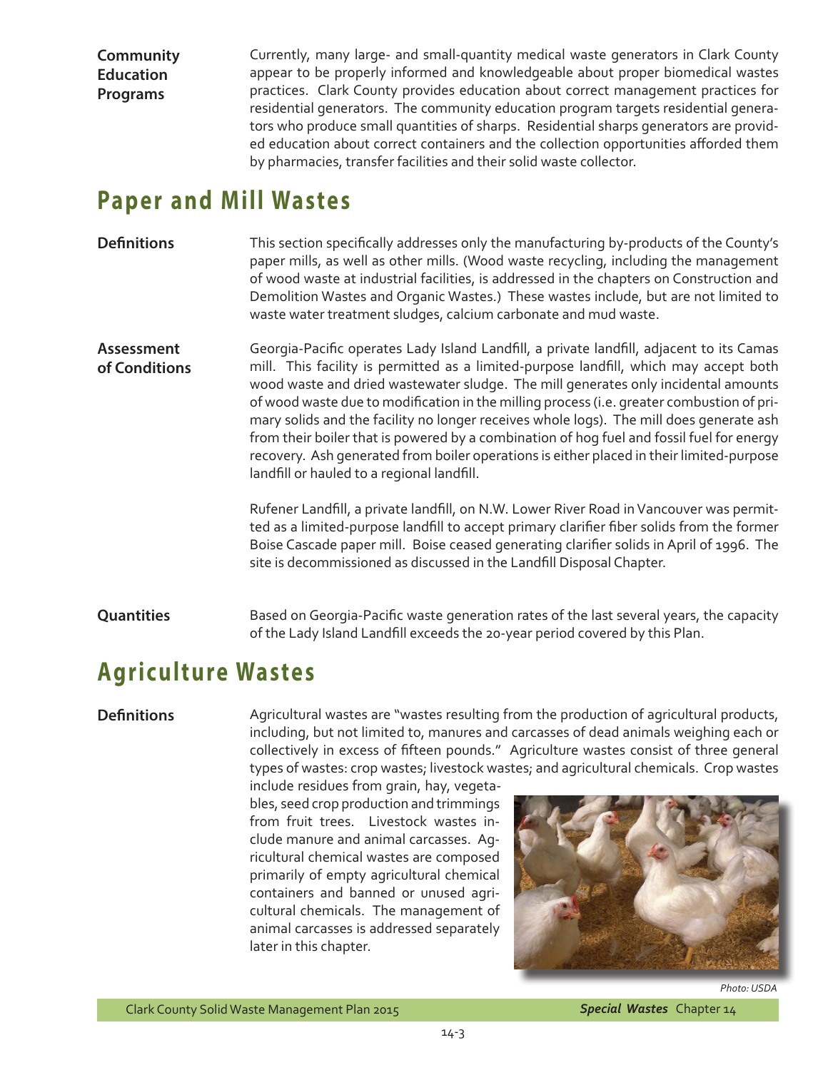**Community Education Programs**

Currently, many large- and small-quantity medical waste generators in Clark County appear to be properly informed and knowledgeable about proper biomedical wastes practices. Clark County provides education about correct management practices for residential generators. The community education program targets residential generators who produce small quantities of sharps. Residential sharps generators are provided education about correct containers and the collection opportunities afforded them by pharmacies, transfer facilities and their solid waste collector.

## Paper and Mill Wastes

**Definitions**

This section specifically addresses only the manufacturing by-products of the County's paper mills, as well as other mills. (Wood waste recycling, including the management of wood waste at industrial facilities, is addressed in the chapters on Construction and Demolition Wastes and Organic Wastes.) These wastes include, but are not limited to waste water treatment sludges, calcium carbonate and mud waste.

**Assessment of Conditions**

Georgia-Pacific operates Lady Island Landfill, a private landfill, adjacent to its Camas mill. This facility is permitted as a limited-purpose landfill, which may accept both wood waste and dried wastewater sludge. The mill generates only incidental amounts of wood waste due to modification in the milling process (i.e. greater combustion of primary solids and the facility no longer receives whole logs). The mill does generate ash from their boiler that is powered by a combination of hog fuel and fossil fuel for energy recovery. Ash generated from boiler operations is either placed in their limited-purpose landfill or hauled to a regional landfill.

Rufener Landfill, a private landfill, on N.W. Lower River Road in Vancouver was permitted as a limited-purpose landfill to accept primary clarifier fiber solids from the former Boise Cascade paper mill. Boise ceased generating clarifier solids in April of 1996. The site is decommissioned as discussed in the Landfill Disposal Chapter.

**Quantities**

Based on Georgia-Pacific waste generation rates of the last several years, the capacity of the Lady Island Landfill exceeds the 20-year period covered by this Plan.

## Agriculture Wastes

**Definitions**

Agricultural wastes are "wastes resulting from the production of agricultural products, including, but not limited to, manures and carcasses of dead animals weighing each or collectively in excess of fifteen pounds." Agriculture wastes consist of three general types of wastes: crop wastes; livestock wastes; and agricultural chemicals. Crop wastes include residues from grain, hay, vegetables, seed crop production and trimmings from fruit trees. Livestock wastes include manure and animal carcasses. Agricultural chemical wastes are composed primarily of empty agricultural chemical containers and banned or unused agricultural chemicals. The management of animal carcasses is addressed separately later in this chapter.

*Photo: USDA*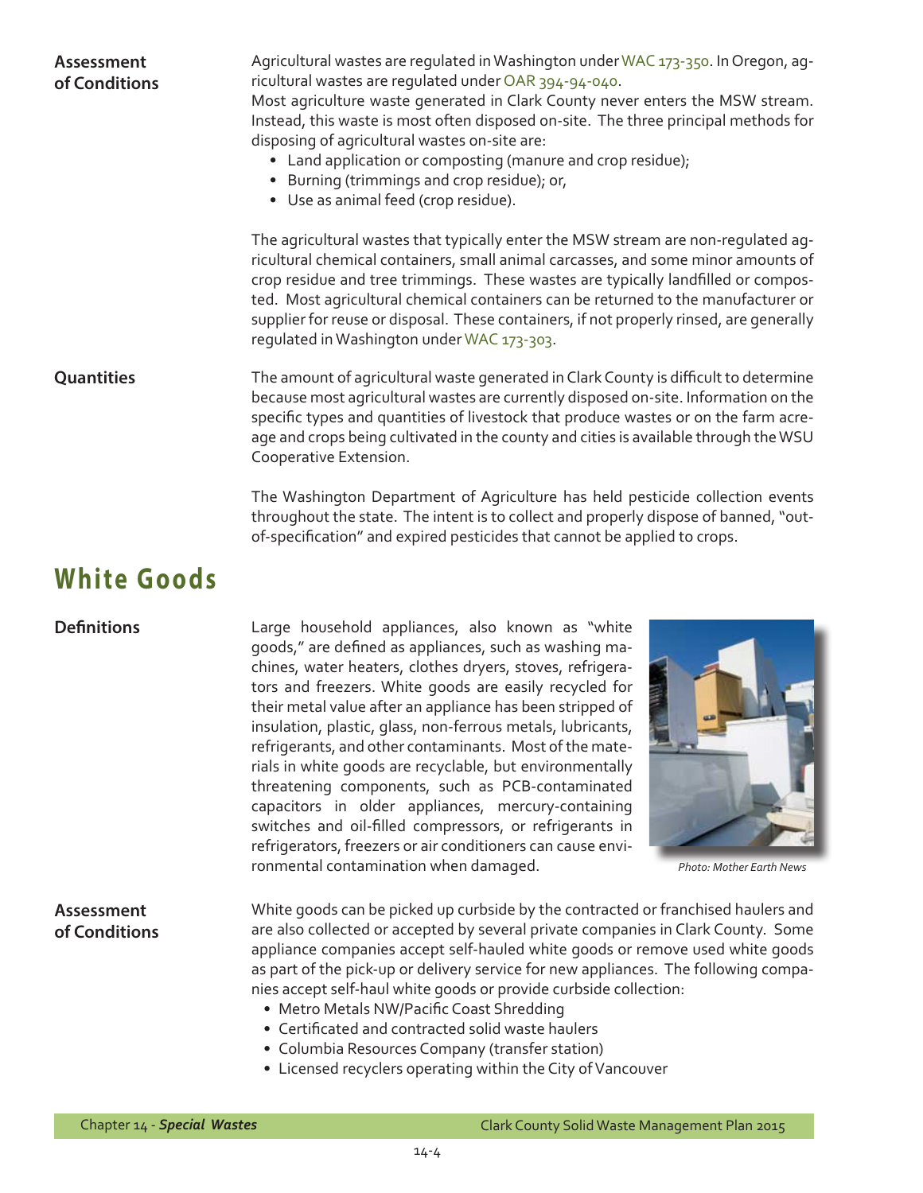**Assessment of Conditions**

Agricultural wastes are regulated in Washington under WAC 173-350. In Oregon, agricultural wastes are regulated under OAR 394-94-040.

Most agriculture waste generated in Clark County never enters the MSW stream. Instead, this waste is most often disposed on-site. The three principal methods for disposing of agricultural wastes on-site are:

- Land application or composting (manure and crop residue);
- Burning (trimmings and crop residue); or,
- Use as animal feed (crop residue).

The agricultural wastes that typically enter the MSW stream are non-regulated agricultural chemical containers, small animal carcasses, and some minor amounts of crop residue and tree trimmings. These wastes are typically landfilled or composted. Most agricultural chemical containers can be returned to the manufacturer or supplier for reuse or disposal. These containers, if not properly rinsed, are generally regulated in Washington under WAC 173-303.

**Quantities**

The amount of agricultural waste generated in Clark County is difficult to determine because most agricultural wastes are currently disposed on-site. Information on the specific types and quantities of livestock that produce wastes or on the farm acreage and crops being cultivated in the county and cities is available through the WSU Cooperative Extension.

The Washington Department of Agriculture has held pesticide collection events throughout the state. The intent is to collect and properly dispose of banned, "out-of-specification" and expired pesticides that cannot be applied to crops.

# White Goods

**Definitions**

Large household appliances, also known as "white goods," are defined as appliances, such as washing machines, water heaters, clothes dryers, stoves, refrigerators and freezers. White goods are easily recycled for their metal value after an appliance has been stripped of insulation, plastic, glass, non-ferrous metals, lubricants, refrigerants, and other contaminants. Most of the materials in white goods are recyclable, but environmentally threatening components, such as PCB-contaminated capacitors in older appliances, mercury-containing switches and oil-filled compressors, or refrigerants in refrigerators, freezers or air conditioners can cause environmental contamination when damaged.

*Photo: Mother Earth News*

**Assessment of Conditions**

White goods can be picked up curbside by the contracted or franchised haulers and are also collected or accepted by several private companies in Clark County. Some appliance companies accept self-hauled white goods or remove used white goods as part of the pick-up or delivery service for new appliances. The following companies accept self-haul white goods or provide curbside collection:

- Metro Metals NW/Pacific Coast Shredding
- Certificated and contracted solid waste haulers
- Columbia Resources Company (transfer station)
- Licensed recyclers operating within the City of Vancouver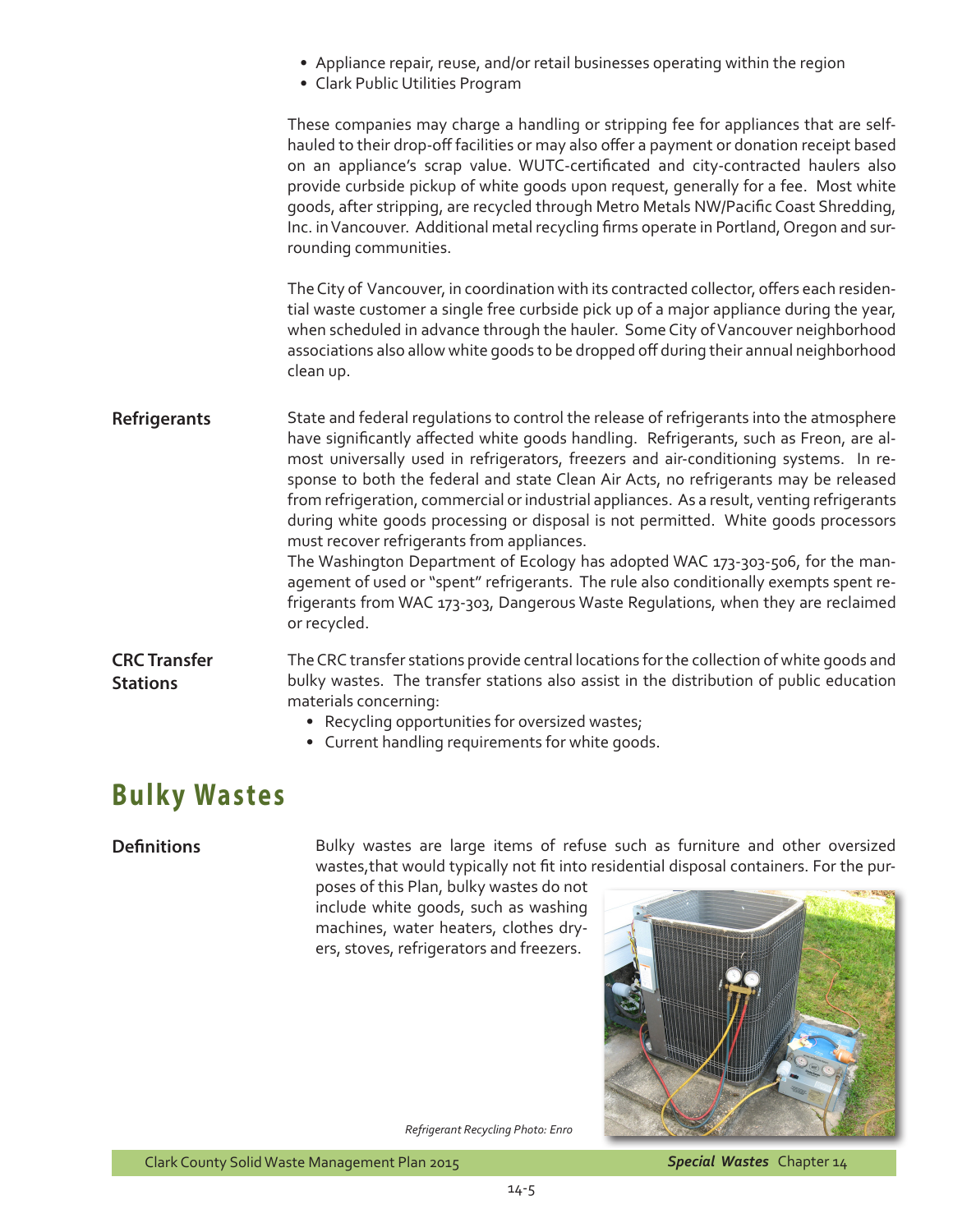- Appliance repair, reuse, and/or retail businesses operating within the region
- Clark Public Utilities Program

These companies may charge a handling or stripping fee for appliances that are self-hauled to their drop-off facilities or may also offer a payment or donation receipt based on an appliance's scrap value. WUTC-certificated and city-contracted haulers also provide curbside pickup of white goods upon request, generally for a fee. Most white goods, after stripping, are recycled through Metro Metals NW/Pacific Coast Shredding, Inc. in Vancouver. Additional metal recycling firms operate in Portland, Oregon and surrounding communities.

The City of Vancouver, in coordination with its contracted collector, offers each residential waste customer a single free curbside pick up of a major appliance during the year, when scheduled in advance through the hauler. Some City of Vancouver neighborhood associations also allow white goods to be dropped off during their annual neighborhood clean up.

### Refrigerants

State and federal regulations to control the release of refrigerants into the atmosphere have significantly affected white goods handling. Refrigerants, such as Freon, are almost universally used in refrigerators, freezers and air-conditioning systems. In response to both the federal and state Clean Air Acts, no refrigerants may be released from refrigeration, commercial or industrial appliances. As a result, venting refrigerants during white goods processing or disposal is not permitted. White goods processors must recover refrigerants from appliances.

The Washington Department of Ecology has adopted WAC 173-303-506, for the management of used or "spent" refrigerants. The rule also conditionally exempts spent refrigerants from WAC 173-303, Dangerous Waste Regulations, when they are reclaimed or recycled.

### CRC Transfer Stations

The CRC transfer stations provide central locations for the collection of white goods and bulky wastes. The transfer stations also assist in the distribution of public education materials concerning:

- Recycling opportunities for oversized wastes;
- Current handling requirements for white goods.

## Bulky Wastes

### Definitions

Bulky wastes are large items of refuse such as furniture and other oversized wastes,that would typically not fit into residential disposal containers. For the purposes of this Plan, bulky wastes do not include white goods, such as washing machines, water heaters, clothes dryers, stoves, refrigerators and freezers.

*Refrigerant Recycling Photo: Enro*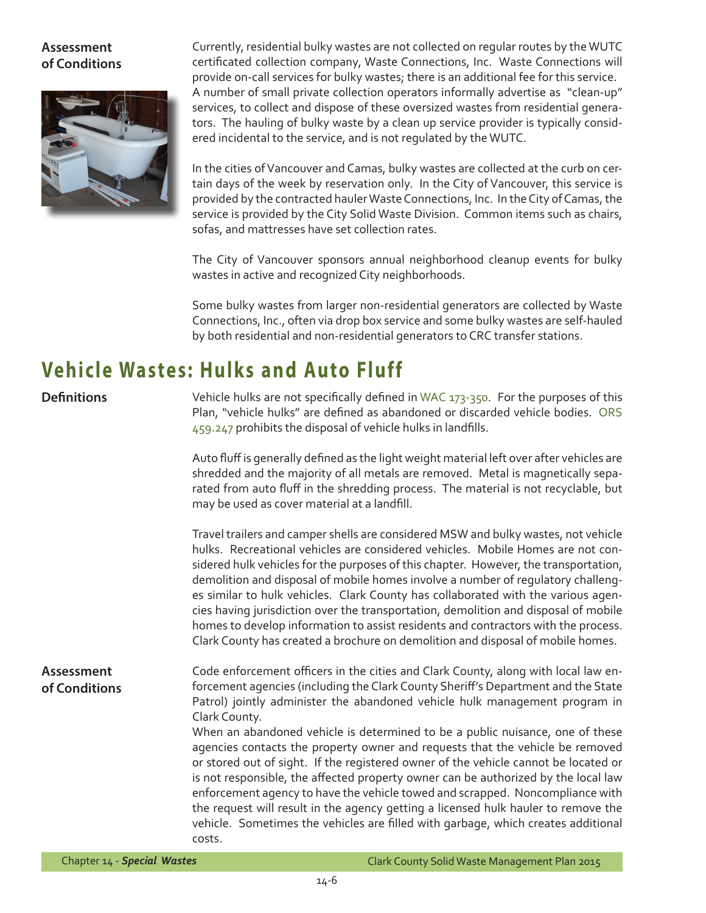### Assessment of Conditions

Currently, residential bulky wastes are not collected on regular routes by the WUTC certificated collection company, Waste Connections, Inc. Waste Connections will provide on-call services for bulky wastes; there is an additional fee for this service. A number of small private collection operators informally advertise as "clean-up" services, to collect and dispose of these oversized wastes from residential generators. The hauling of bulky waste by a clean up service provider is typically considered incidental to the service, and is not regulated by the WUTC.

In the cities of Vancouver and Camas, bulky wastes are collected at the curb on certain days of the week by reservation only. In the City of Vancouver, this service is provided by the contracted hauler Waste Connections, Inc. In the City of Camas, the service is provided by the City Solid Waste Division. Common items such as chairs, sofas, and mattresses have set collection rates.

The City of Vancouver sponsors annual neighborhood cleanup events for bulky wastes in active and recognized City neighborhoods.

Some bulky wastes from larger non-residential generators are collected by Waste Connections, Inc., often via drop box service and some bulky wastes are self-hauled by both residential and non-residential generators to CRC transfer stations.

## Vehicle Wastes: Hulks and Auto Fluff

### Definitions

Vehicle hulks are not specifically defined in WAC 173-350. For the purposes of this Plan, "vehicle hulks" are defined as abandoned or discarded vehicle bodies. ORS 459.247 prohibits the disposal of vehicle hulks in landfills.

Auto fluff is generally defined as the light weight material left over after vehicles are shredded and the majority of all metals are removed. Metal is magnetically separated from auto fluff in the shredding process. The material is not recyclable, but may be used as cover material at a landfill.

Travel trailers and camper shells are considered MSW and bulky wastes, not vehicle hulks. Recreational vehicles are considered vehicles. Mobile Homes are not considered hulk vehicles for the purposes of this chapter. However, the transportation, demolition and disposal of mobile homes involve a number of regulatory challenges similar to hulk vehicles. Clark County has collaborated with the various agencies having jurisdiction over the transportation, demolition and disposal of mobile homes to develop information to assist residents and contractors with the process. Clark County has created a brochure on demolition and disposal of mobile homes.

### Assessment of Conditions

Code enforcement officers in the cities and Clark County, along with local law enforcement agencies (including the Clark County Sheriff's Department and the State Patrol) jointly administer the abandoned vehicle hulk management program in Clark County.

When an abandoned vehicle is determined to be a public nuisance, one of these agencies contacts the property owner and requests that the vehicle be removed or stored out of sight. If the registered owner of the vehicle cannot be located or is not responsible, the affected property owner can be authorized by the local law enforcement agency to have the vehicle towed and scrapped. Noncompliance with the request will result in the agency getting a licensed hulk hauler to remove the vehicle. Sometimes the vehicles are filled with garbage, which creates additional costs.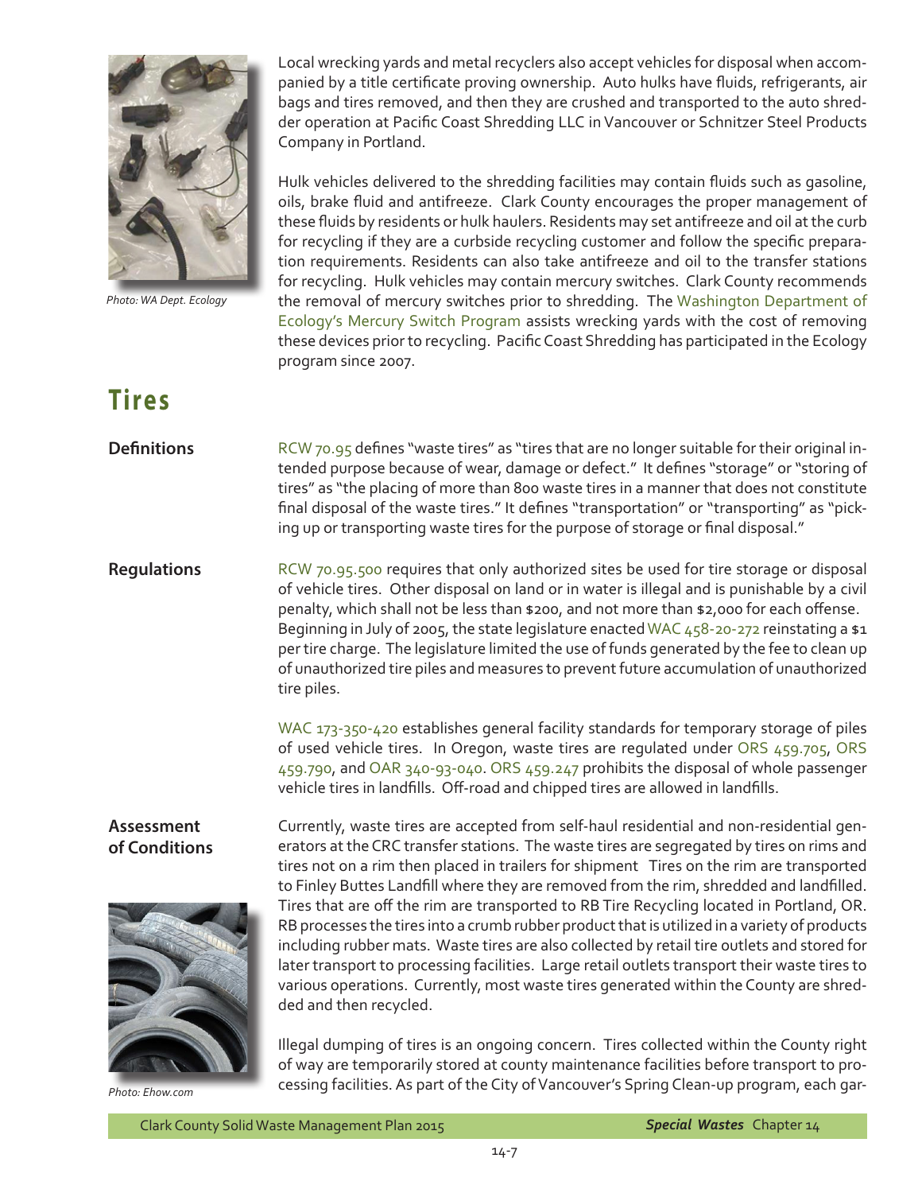Local wrecking yards and metal recyclers also accept vehicles for disposal when accompanied by a title certificate proving ownership. Auto hulks have fluids, refrigerants, air bags and tires removed, and then they are crushed and transported to the auto shredder operation at Pacific Coast Shredding LLC in Vancouver or Schnitzer Steel Products Company in Portland.

*Photo: WA Dept. Ecology*

Hulk vehicles delivered to the shredding facilities may contain fluids such as gasoline, oils, brake fluid and antifreeze. Clark County encourages the proper management of these fluids by residents or hulk haulers. Residents may set antifreeze and oil at the curb for recycling if they are a curbside recycling customer and follow the specific preparation requirements. Residents can also take antifreeze and oil to the transfer stations for recycling. Hulk vehicles may contain mercury switches. Clark County recommends the removal of mercury switches prior to shredding. The Washington Department of Ecology's Mercury Switch Program assists wrecking yards with the cost of removing these devices prior to recycling. Pacific Coast Shredding has participated in the Ecology program since 2007.

# Tires

### Definitions

RCW 70.95 defines "waste tires" as "tires that are no longer suitable for their original intended purpose because of wear, damage or defect." It defines "storage" or "storing of tires" as "the placing of more than 800 waste tires in a manner that does not constitute final disposal of the waste tires." It defines "transportation" or "transporting" as "picking up or transporting waste tires for the purpose of storage or final disposal."

### Regulations

RCW 70.95.500 requires that only authorized sites be used for tire storage or disposal of vehicle tires. Other disposal on land or in water is illegal and is punishable by a civil penalty, which shall not be less than $200, and not more than $2,000 for each offense. Beginning in July of 2005, the state legislature enacted WAC 458-20-272 reinstating a $1 per tire charge. The legislature limited the use of funds generated by the fee to clean up of unauthorized tire piles and measures to prevent future accumulation of unauthorized tire piles.

WAC 173-350-420 establishes general facility standards for temporary storage of piles of used vehicle tires. In Oregon, waste tires are regulated under ORS 459.705, ORS 459.790, and OAR 340-93-040. ORS 459.247 prohibits the disposal of whole passenger vehicle tires in landfills. Off-road and chipped tires are allowed in landfills.

### Assessment of Conditions

Currently, waste tires are accepted from self-haul residential and non-residential generators at the CRC transfer stations. The waste tires are segregated by tires on rims and tires not on a rim then placed in trailers for shipment Tires on the rim are transported to Finley Buttes Landfill where they are removed from the rim, shredded and landfilled. Tires that are off the rim are transported to RB Tire Recycling located in Portland, OR. RB processes the tires into a crumb rubber product that is utilized in a variety of products including rubber mats. Waste tires are also collected by retail tire outlets and stored for later transport to processing facilities. Large retail outlets transport their waste tires to various operations. Currently, most waste tires generated within the County are shredded and then recycled.

*Photo: Ehow.com*

Illegal dumping of tires is an ongoing concern. Tires collected within the County right of way are temporarily stored at county maintenance facilities before transport to processing facilities. As part of the City of Vancouver's Spring Clean-up program, each gar-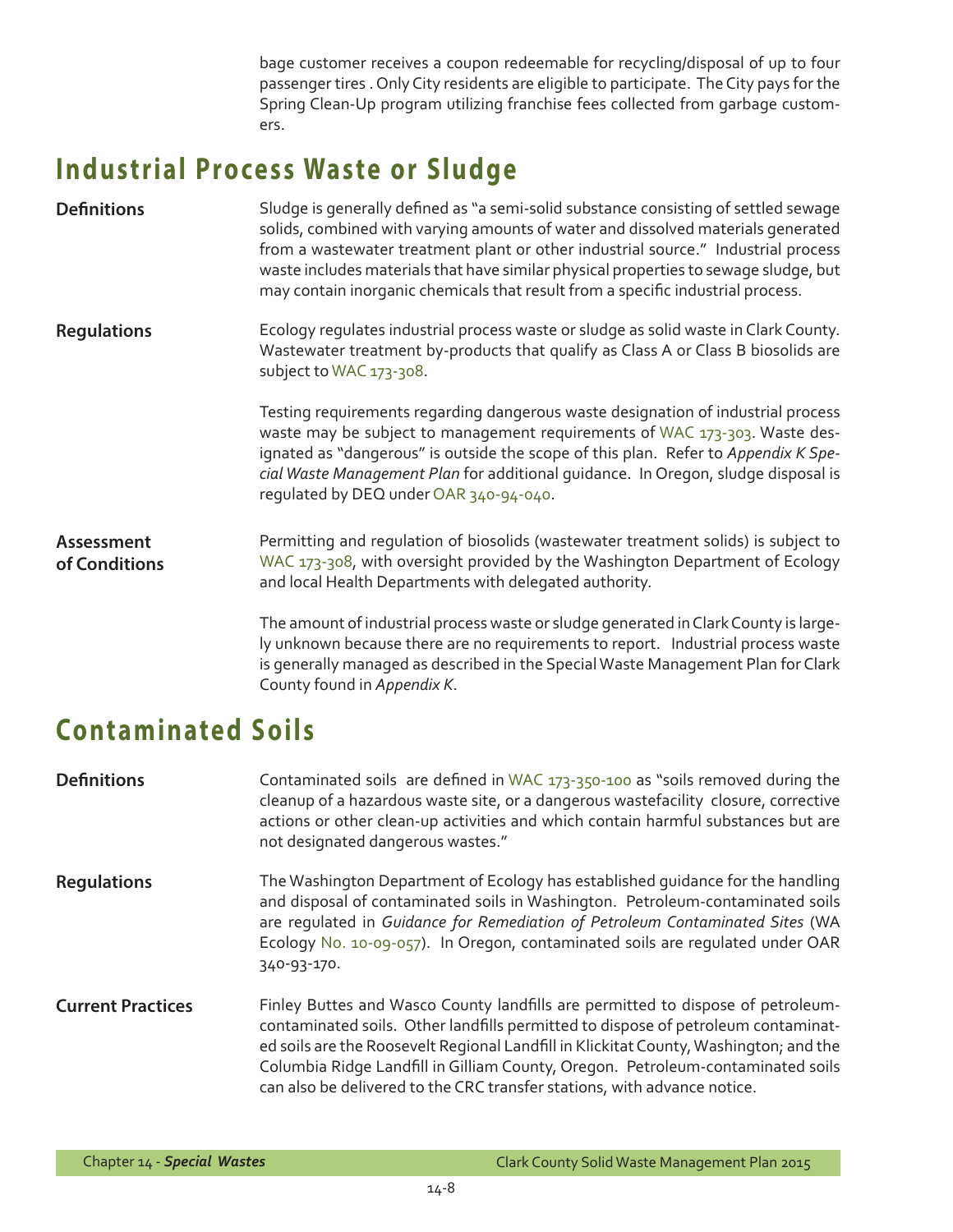bage customer receives a coupon redeemable for recycling/disposal of up to four passenger tires . Only City residents are eligible to participate. The City pays for the Spring Clean-Up program utilizing franchise fees collected from garbage customers.

## Industrial Process Waste or Sludge

**Definitions**

Sludge is generally defined as "a semi-solid substance consisting of settled sewage solids, combined with varying amounts of water and dissolved materials generated from a wastewater treatment plant or other industrial source." Industrial process waste includes materials that have similar physical properties to sewage sludge, but may contain inorganic chemicals that result from a specific industrial process.

**Regulations**

Ecology regulates industrial process waste or sludge as solid waste in Clark County. Wastewater treatment by-products that qualify as Class A or Class B biosolids are subject to WAC 173-308.

Testing requirements regarding dangerous waste designation of industrial process waste may be subject to management requirements of WAC 173-303. Waste designated as "dangerous" is outside the scope of this plan. Refer to *Appendix K Special Waste Management Plan* for additional guidance. In Oregon, sludge disposal is regulated by DEQ under OAR 340-94-040.

**Assessment of Conditions**

Permitting and regulation of biosolids (wastewater treatment solids) is subject to WAC 173-308, with oversight provided by the Washington Department of Ecology and local Health Departments with delegated authority.

The amount of industrial process waste or sludge generated in Clark County is largely unknown because there are no requirements to report. Industrial process waste is generally managed as described in the Special Waste Management Plan for Clark County found in *Appendix K*.

## Contaminated Soils

**Definitions**

Contaminated soils are defined in WAC 173-350-100 as "soils removed during the cleanup of a hazardous waste site, or a dangerous wastefacility closure, corrective actions or other clean-up activities and which contain harmful substances but are not designated dangerous wastes."

**Regulations**

The Washington Department of Ecology has established guidance for the handling and disposal of contaminated soils in Washington. Petroleum-contaminated soils are regulated in *Guidance for Remediation of Petroleum Contaminated Sites* (WA Ecology No. 10-09-057). In Oregon, contaminated soils are regulated under OAR 340-93-170.

**Current Practices**

Finley Buttes and Wasco County landfills are permitted to dispose of petroleum-contaminated soils. Other landfills permitted to dispose of petroleum contaminated soils are the Roosevelt Regional Landfill in Klickitat County, Washington; and the Columbia Ridge Landfill in Gilliam County, Oregon. Petroleum-contaminated soils can also be delivered to the CRC transfer stations, with advance notice.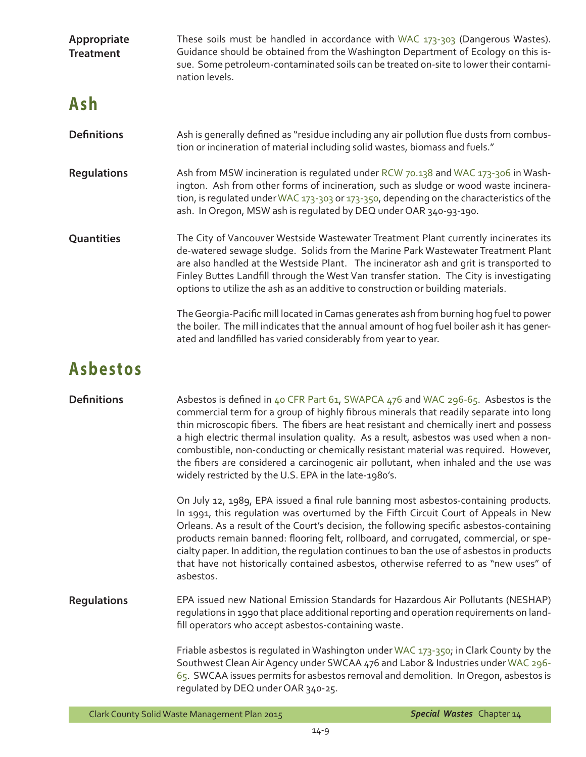**Appropriate Treatment**

These soils must be handled in accordance with WAC 173-303 (Dangerous Wastes). Guidance should be obtained from the Washington Department of Ecology on this issue. Some petroleum-contaminated soils can be treated on-site to lower their contamination levels.

# Ash

**Definitions**

Ash is generally defined as "residue including any air pollution flue dusts from combustion or incineration of material including solid wastes, biomass and fuels."

**Regulations**

Ash from MSW incineration is regulated under RCW 70.138 and WAC 173-306 in Washington. Ash from other forms of incineration, such as sludge or wood waste incineration, is regulated under WAC 173-303 or 173-350, depending on the characteristics of the ash. In Oregon, MSW ash is regulated by DEQ under OAR 340-93-190.

**Quantities**

The City of Vancouver Westside Wastewater Treatment Plant currently incinerates its de-watered sewage sludge. Solids from the Marine Park Wastewater Treatment Plant are also handled at the Westside Plant. The incinerator ash and grit is transported to Finley Buttes Landfill through the West Van transfer station. The City is investigating options to utilize the ash as an additive to construction or building materials.

The Georgia-Pacific mill located in Camas generates ash from burning hog fuel to power the boiler. The mill indicates that the annual amount of hog fuel boiler ash it has generated and landfilled has varied considerably from year to year.

# Asbestos

**Definitions**

Asbestos is defined in 40 CFR Part 61, SWAPCA 476 and WAC 296-65. Asbestos is the commercial term for a group of highly fibrous minerals that readily separate into long thin microscopic fibers. The fibers are heat resistant and chemically inert and possess a high electric thermal insulation quality. As a result, asbestos was used when a non-combustible, non-conducting or chemically resistant material was required. However, the fibers are considered a carcinogenic air pollutant, when inhaled and the use was widely restricted by the U.S. EPA in the late-1980's.

On July 12, 1989, EPA issued a final rule banning most asbestos-containing products. In 1991, this regulation was overturned by the Fifth Circuit Court of Appeals in New Orleans. As a result of the Court's decision, the following specific asbestos-containing products remain banned: flooring felt, rollboard, and corrugated, commercial, or specialty paper. In addition, the regulation continues to ban the use of asbestos in products that have not historically contained asbestos, otherwise referred to as "new uses" of asbestos.

**Regulations**

EPA issued new National Emission Standards for Hazardous Air Pollutants (NESHAP) regulations in 1990 that place additional reporting and operation requirements on landfill operators who accept asbestos-containing waste.

Friable asbestos is regulated in Washington under WAC 173-350; in Clark County by the Southwest Clean Air Agency under SWCAA 476 and Labor & Industries under WAC 296-65. SWCAA issues permits for asbestos removal and demolition. In Oregon, asbestos is regulated by DEQ under OAR 340-25.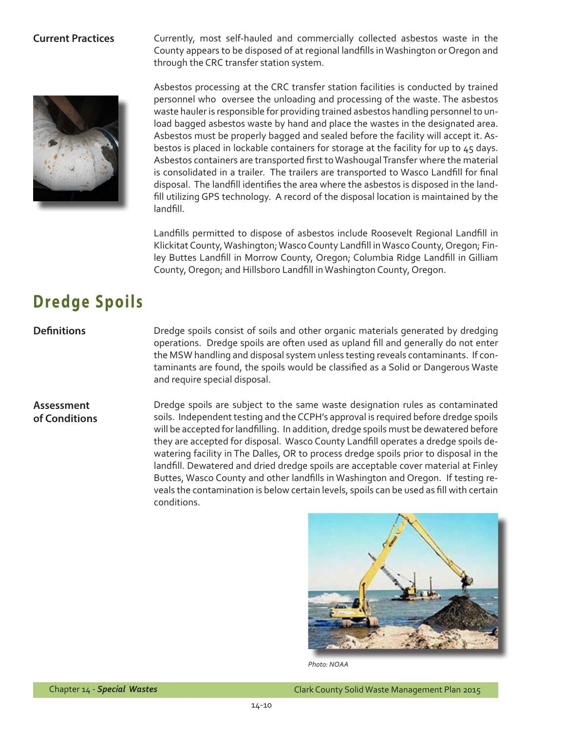**Current Practices**

Currently, most self-hauled and commercially collected asbestos waste in the County appears to be disposed of at regional landfills in Washington or Oregon and through the CRC transfer station system.

Asbestos processing at the CRC transfer station facilities is conducted by trained personnel who oversee the unloading and processing of the waste. The asbestos waste hauler is responsible for providing trained asbestos handling personnel to unload bagged asbestos waste by hand and place the wastes in the designated area. Asbestos must be properly bagged and sealed before the facility will accept it. Asbestos is placed in lockable containers for storage at the facility for up to 45 days. Asbestos containers are transported first to Washougal Transfer where the material is consolidated in a trailer. The trailers are transported to Wasco Landfill for final disposal. The landfill identifies the area where the asbestos is disposed in the landfill utilizing GPS technology. A record of the disposal location is maintained by the landfill.

Landfills permitted to dispose of asbestos include Roosevelt Regional Landfill in Klickitat County, Washington; Wasco County Landfill in Wasco County, Oregon; Finley Buttes Landfill in Morrow County, Oregon; Columbia Ridge Landfill in Gilliam County, Oregon; and Hillsboro Landfill in Washington County, Oregon.

# Dredge Spoils

**Definitions**

Dredge spoils consist of soils and other organic materials generated by dredging operations. Dredge spoils are often used as upland fill and generally do not enter the MSW handling and disposal system unless testing reveals contaminants. If contaminants are found, the spoils would be classified as a Solid or Dangerous Waste and require special disposal.

**Assessment of Conditions**

Dredge spoils are subject to the same waste designation rules as contaminated soils. Independent testing and the CCPH's approval is required before dredge spoils will be accepted for landfilling. In addition, dredge spoils must be dewatered before they are accepted for disposal. Wasco County Landfill operates a dredge spoils dewatering facility in The Dalles, OR to process dredge spoils prior to disposal in the landfill. Dewatered and dried dredge spoils are acceptable cover material at Finley Buttes, Wasco County and other landfills in Washington and Oregon. If testing reveals the contamination is below certain levels, spoils can be used as fill with certain conditions.

*Photo: NOAA*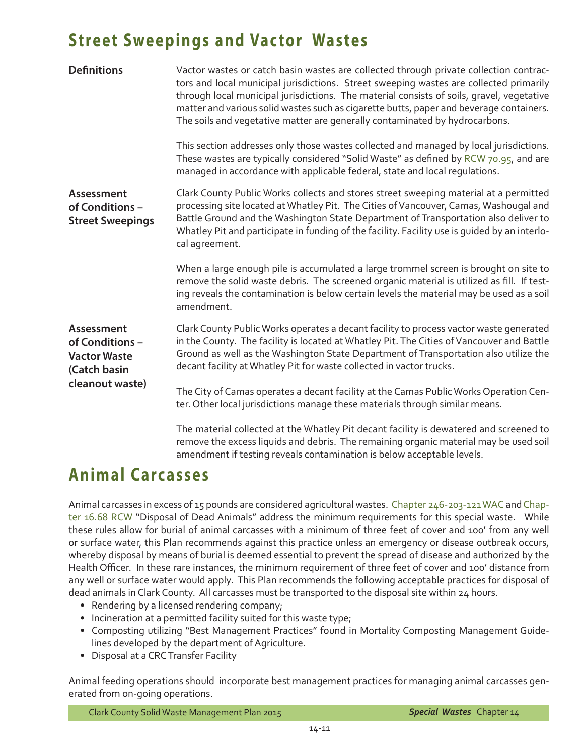## Street Sweepings and Vactor Wastes

**Definitions**

Vactor wastes or catch basin wastes are collected through private collection contractors and local municipal jurisdictions. Street sweeping wastes are collected primarily through local municipal jurisdictions. The material consists of soils, gravel, vegetative matter and various solid wastes such as cigarette butts, paper and beverage containers. The soils and vegetative matter are generally contaminated by hydrocarbons.

This section addresses only those wastes collected and managed by local jurisdictions. These wastes are typically considered "Solid Waste" as defined by RCW 70.95, and are managed in accordance with applicable federal, state and local regulations.

**Assessment of Conditions – Street Sweepings**

Clark County Public Works collects and stores street sweeping material at a permitted processing site located at Whatley Pit. The Cities of Vancouver, Camas, Washougal and Battle Ground and the Washington State Department of Transportation also deliver to Whatley Pit and participate in funding of the facility. Facility use is guided by an interlocal agreement.

When a large enough pile is accumulated a large trommel screen is brought on site to remove the solid waste debris. The screened organic material is utilized as fill. If testing reveals the contamination is below certain levels the material may be used as a soil amendment.

**Assessment of Conditions – Vactor Waste (Catch basin cleanout waste)**

Clark County Public Works operates a decant facility to process vactor waste generated in the County. The facility is located at Whatley Pit. The Cities of Vancouver and Battle Ground as well as the Washington State Department of Transportation also utilize the decant facility at Whatley Pit for waste collected in vactor trucks.

The City of Camas operates a decant facility at the Camas Public Works Operation Center. Other local jurisdictions manage these materials through similar means.

The material collected at the Whatley Pit decant facility is dewatered and screened to remove the excess liquids and debris. The remaining organic material may be used soil amendment if testing reveals contamination is below acceptable levels.

## Animal Carcasses

Animal carcasses in excess of 15 pounds are considered agricultural wastes. Chapter 246-203-121 WAC and Chapter 16.68 RCW "Disposal of Dead Animals" address the minimum requirements for this special waste. While these rules allow for burial of animal carcasses with a minimum of three feet of cover and 100' from any well or surface water, this Plan recommends against this practice unless an emergency or disease outbreak occurs, whereby disposal by means of burial is deemed essential to prevent the spread of disease and authorized by the Health Officer. In these rare instances, the minimum requirement of three feet of cover and 100' distance from any well or surface water would apply. This Plan recommends the following acceptable practices for disposal of dead animals in Clark County. All carcasses must be transported to the disposal site within 24 hours.

- Rendering by a licensed rendering company;
- Incineration at a permitted facility suited for this waste type;
- Composting utilizing "Best Management Practices" found in Mortality Composting Management Guidelines developed by the department of Agriculture.
- Disposal at a CRC Transfer Facility

Animal feeding operations should incorporate best management practices for managing animal carcasses generated from on-going operations.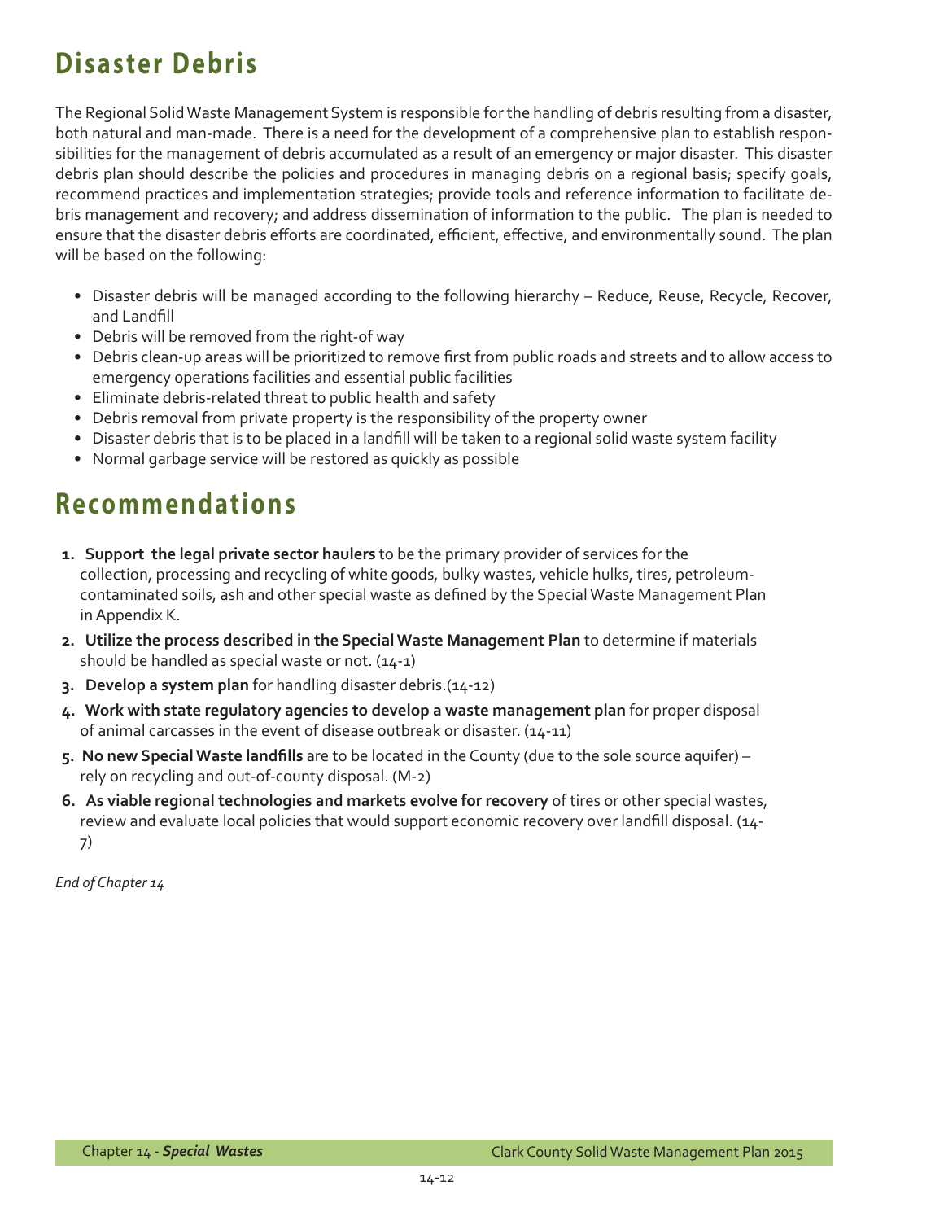# Disaster Debris

The Regional Solid Waste Management System is responsible for the handling of debris resulting from a disaster, both natural and man-made. There is a need for the development of a comprehensive plan to establish responsibilities for the management of debris accumulated as a result of an emergency or major disaster. This disaster debris plan should describe the policies and procedures in managing debris on a regional basis; specify goals, recommend practices and implementation strategies; provide tools and reference information to facilitate debris management and recovery; and address dissemination of information to the public. The plan is needed to ensure that the disaster debris efforts are coordinated, efficient, effective, and environmentally sound. The plan will be based on the following:

- Disaster debris will be managed according to the following hierarchy – Reduce, Reuse, Recycle, Recover, and Landfill
- Debris will be removed from the right-of way
- Debris clean-up areas will be prioritized to remove first from public roads and streets and to allow access to emergency operations facilities and essential public facilities
- Eliminate debris-related threat to public health and safety
- Debris removal from private property is the responsibility of the property owner
- Disaster debris that is to be placed in a landfill will be taken to a regional solid waste system facility
- Normal garbage service will be restored as quickly as possible

# Recommendations

1. **Support the legal private sector haulers** to be the primary provider of services for the collection, processing and recycling of white goods, bulky wastes, vehicle hulks, tires, petroleum-contaminated soils, ash and other special waste as defined by the Special Waste Management Plan in Appendix K.
2. **Utilize the process described in the Special Waste Management Plan** to determine if materials should be handled as special waste or not. (14-1)
3. **Develop a system plan** for handling disaster debris.(14-12)
4. **Work with state regulatory agencies to develop a waste management plan** for proper disposal of animal carcasses in the event of disease outbreak or disaster. (14-11)
5. **No new Special Waste landfills** are to be located in the County (due to the sole source aquifer) – rely on recycling and out-of-county disposal. (M-2)
6. **As viable regional technologies and markets evolve for recovery** of tires or other special wastes, review and evaluate local policies that would support economic recovery over landfill disposal. (14-7)

*End of Chapter 14*